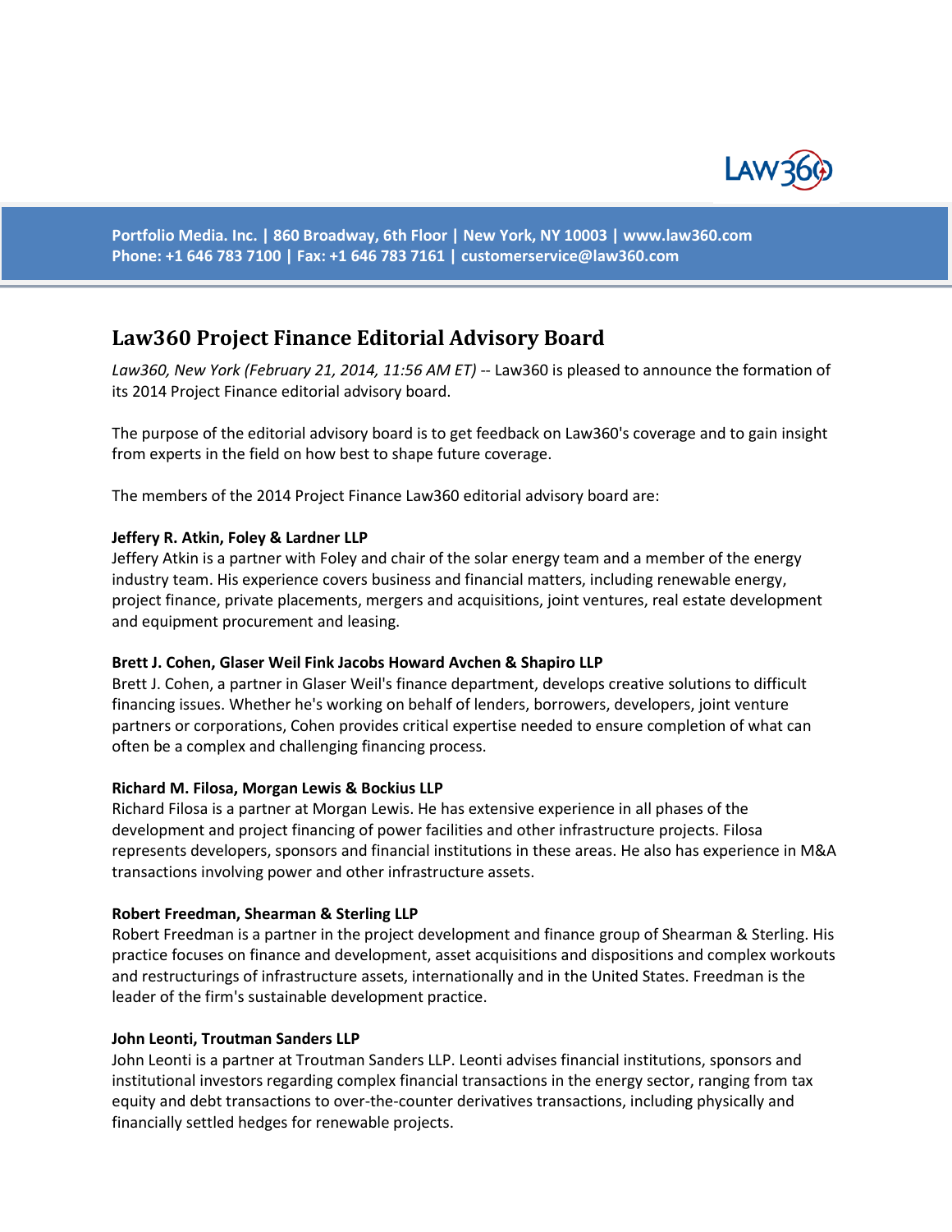Portfolio Media. Inc. | 860 Broadway, 6th Floor | New York, NY 10003 | www.law360.com
Phone: +1 646 783 7100 | Fax: +1 646 783 7161 | customerservice@law360.com

# Law360 Project Finance Editorial Advisory Board

*Law360, New York (February 21, 2014, 11:56 AM ET)* -- Law360 is pleased to announce the formation of its 2014 Project Finance editorial advisory board.

The purpose of the editorial advisory board is to get feedback on Law360's coverage and to gain insight from experts in the field on how best to shape future coverage.

The members of the 2014 Project Finance Law360 editorial advisory board are:

**Jeffery R. Atkin, Foley & Lardner LLP**
Jeffery Atkin is a partner with Foley and chair of the solar energy team and a member of the energy industry team. His experience covers business and financial matters, including renewable energy, project finance, private placements, mergers and acquisitions, joint ventures, real estate development and equipment procurement and leasing.

**Brett J. Cohen, Glaser Weil Fink Jacobs Howard Avchen & Shapiro LLP**
Brett J. Cohen, a partner in Glaser Weil's finance department, develops creative solutions to difficult financing issues. Whether he's working on behalf of lenders, borrowers, developers, joint venture partners or corporations, Cohen provides critical expertise needed to ensure completion of what can often be a complex and challenging financing process.

**Richard M. Filosa, Morgan Lewis & Bockius LLP**
Richard Filosa is a partner at Morgan Lewis. He has extensive experience in all phases of the development and project financing of power facilities and other infrastructure projects. Filosa represents developers, sponsors and financial institutions in these areas. He also has experience in M&A transactions involving power and other infrastructure assets.

**Robert Freedman, Shearman & Sterling LLP**
Robert Freedman is a partner in the project development and finance group of Shearman & Sterling. His practice focuses on finance and development, asset acquisitions and dispositions and complex workouts and restructurings of infrastructure assets, internationally and in the United States. Freedman is the leader of the firm's sustainable development practice.

**John Leonti, Troutman Sanders LLP**
John Leonti is a partner at Troutman Sanders LLP. Leonti advises financial institutions, sponsors and institutional investors regarding complex financial transactions in the energy sector, ranging from tax equity and debt transactions to over-the-counter derivatives transactions, including physically and financially settled hedges for renewable projects.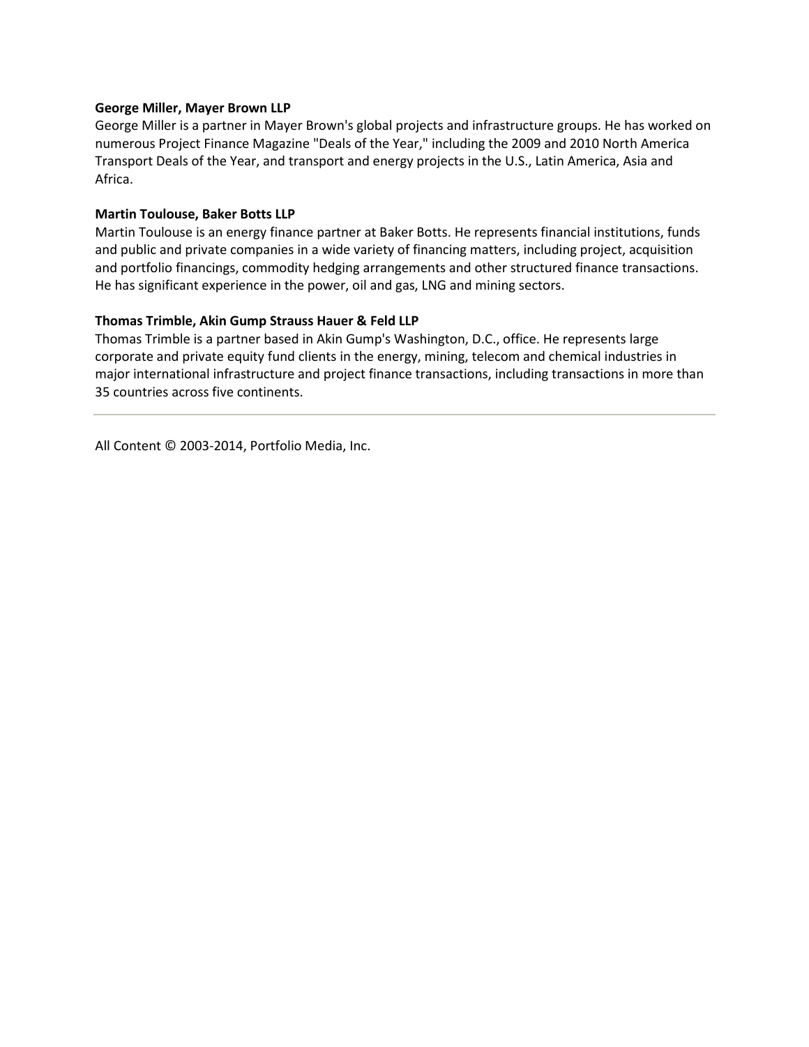**George Miller, Mayer Brown LLP**
George Miller is a partner in Mayer Brown's global projects and infrastructure groups. He has worked on numerous Project Finance Magazine "Deals of the Year," including the 2009 and 2010 North America Transport Deals of the Year, and transport and energy projects in the U.S., Latin America, Asia and Africa.

**Martin Toulouse, Baker Botts LLP**
Martin Toulouse is an energy finance partner at Baker Botts. He represents financial institutions, funds and public and private companies in a wide variety of financing matters, including project, acquisition and portfolio financings, commodity hedging arrangements and other structured finance transactions. He has significant experience in the power, oil and gas, LNG and mining sectors.

**Thomas Trimble, Akin Gump Strauss Hauer & Feld LLP**
Thomas Trimble is a partner based in Akin Gump's Washington, D.C., office. He represents large corporate and private equity fund clients in the energy, mining, telecom and chemical industries in major international infrastructure and project finance transactions, including transactions in more than 35 countries across five continents.

---

All Content © 2003-2014, Portfolio Media, Inc.